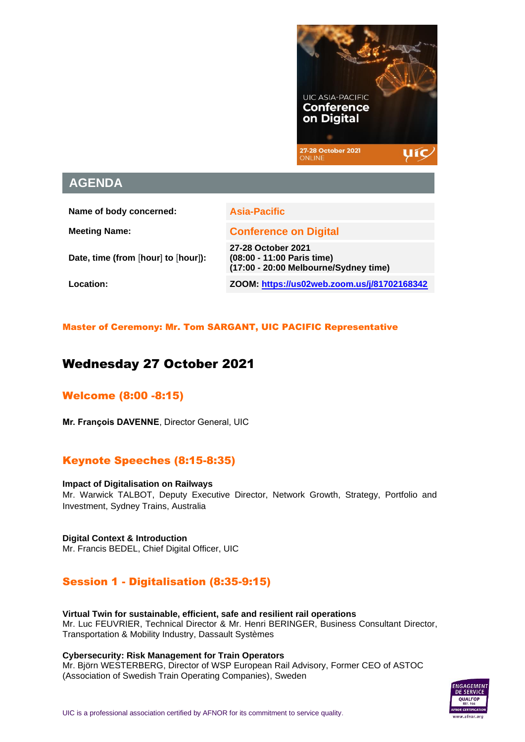UIC ASIA-PACIFIC
**Conference on Digital**
27-28 October 2021
ONLINE

## AGENDA

| Name of body concerned: | Asia-Pacific |
|---|---|
| Meeting Name: | Conference on Digital |
| Date, time (from [hour] to [hour]): | 27-28 October 2021<br>(08:00 - 11:00 Paris time)<br>(17:00 - 20:00 Melbourne/Sydney time) |
| Location: | ZOOM: https://us02web.zoom.us/j/81702168342 |

**Master of Ceremony: Mr. Tom SARGANT, UIC PACIFIC Representative**

# Wednesday 27 October 2021

## Welcome (8:00 -8:15)

**Mr. François DAVENNE**, Director General, UIC

## Keynote Speeches (8:15-8:35)

**Impact of Digitalisation on Railways**
Mr. Warwick TALBOT, Deputy Executive Director, Network Growth, Strategy, Portfolio and Investment, Sydney Trains, Australia

**Digital Context & Introduction**
Mr. Francis BEDEL, Chief Digital Officer, UIC

## Session 1 - Digitalisation (8:35-9:15)

**Virtual Twin for sustainable, efficient, safe and resilient rail operations**
Mr. Luc FEUVRIER, Technical Director & Mr. Henri BERINGER, Business Consultant Director, Transportation & Mobility Industry, Dassault Systèmes

**Cybersecurity: Risk Management for Train Operators**
Mr. Björn WESTERBERG, Director of WSP European Rail Advisory, Former CEO of ASTOC (Association of Swedish Train Operating Companies), Sweden

UIC is a professional association certified by AFNOR for its commitment to service quality.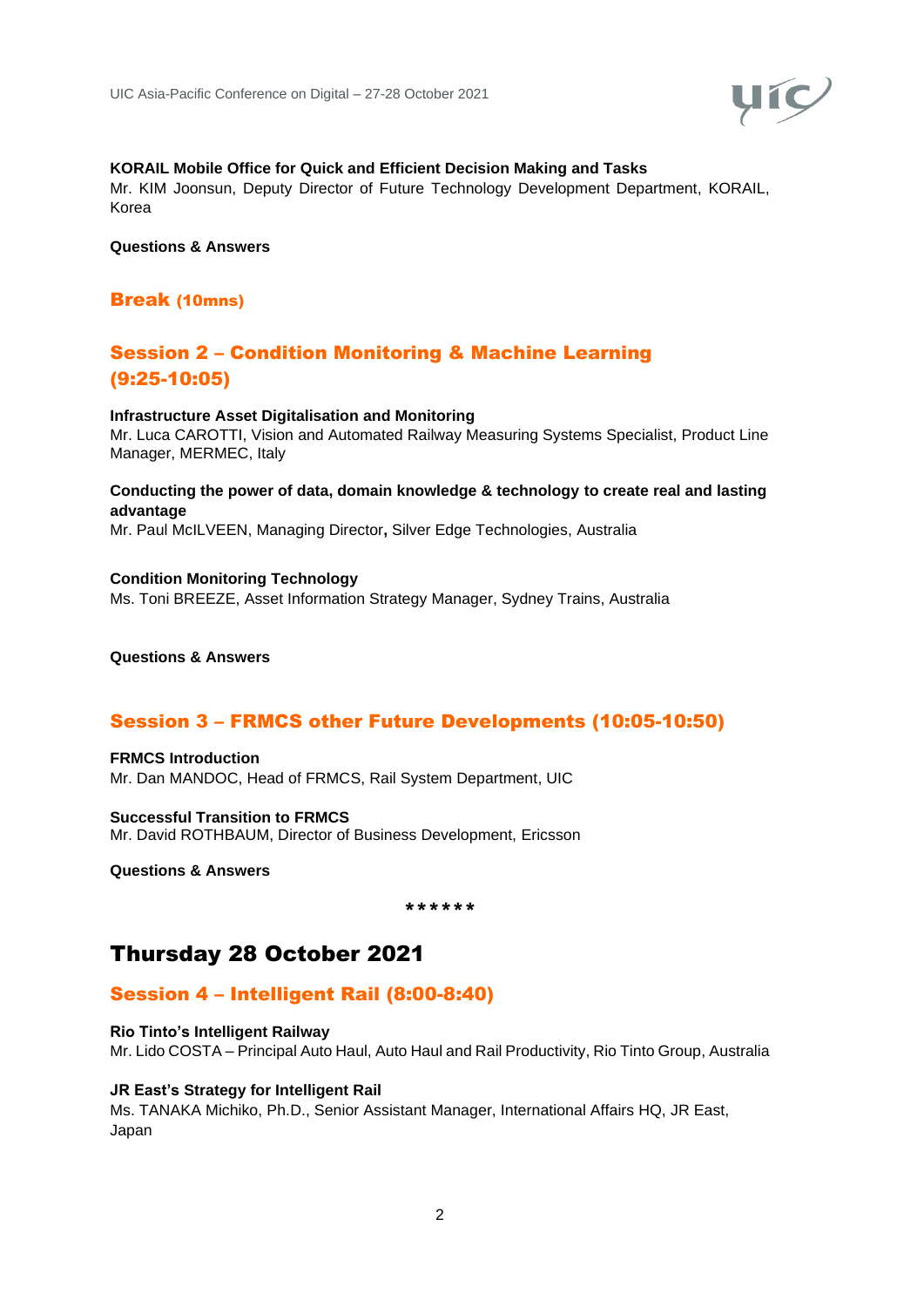**KORAIL Mobile Office for Quick and Efficient Decision Making and Tasks**
Mr. KIM Joonsun, Deputy Director of Future Technology Development Department, KORAIL, Korea

**Questions & Answers**

## Break (10mns)

## Session 2 – Condition Monitoring & Machine Learning (9:25-10:05)

**Infrastructure Asset Digitalisation and Monitoring**
Mr. Luca CAROTTI, Vision and Automated Railway Measuring Systems Specialist, Product Line Manager, MERMEC, Italy

**Conducting the power of data, domain knowledge & technology to create real and lasting advantage**
Mr. Paul McILVEEN, Managing Director**,** Silver Edge Technologies, Australia

**Condition Monitoring Technology**
Ms. Toni BREEZE, Asset Information Strategy Manager, Sydney Trains, Australia

**Questions & Answers**

## Session 3 – FRMCS other Future Developments (10:05-10:50)

**FRMCS Introduction**
Mr. Dan MANDOC, Head of FRMCS, Rail System Department, UIC

**Successful Transition to FRMCS**
Mr. David ROTHBAUM, Director of Business Development, Ericsson

**Questions & Answers**

******

# Thursday 28 October 2021

## Session 4 – Intelligent Rail (8:00-8:40)

**Rio Tinto's Intelligent Railway**
Mr. Lido COSTA – Principal Auto Haul, Auto Haul and Rail Productivity, Rio Tinto Group, Australia

**JR East's Strategy for Intelligent Rail**
Ms. TANAKA Michiko, Ph.D., Senior Assistant Manager, International Affairs HQ, JR East, Japan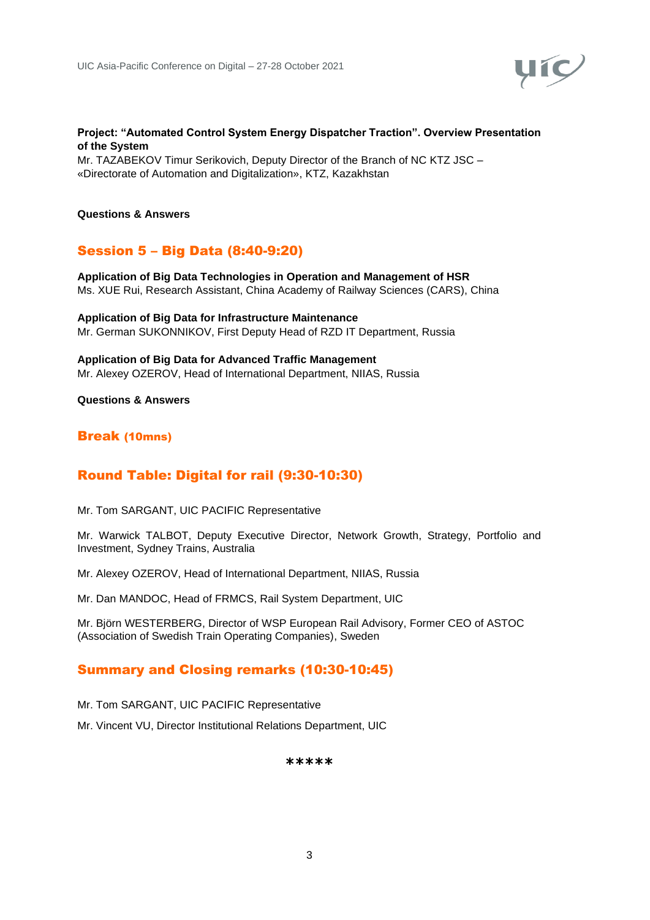**Project: "Automated Control System Energy Dispatcher Traction". Overview Presentation of the System**
Mr. TAZABEKOV Timur Serikovich, Deputy Director of the Branch of NC KTZ JSC – «Directorate of Automation and Digitalization», KTZ, Kazakhstan

**Questions & Answers**

## Session 5 – Big Data (8:40-9:20)

**Application of Big Data Technologies in Operation and Management of HSR**
Ms. XUE Rui, Research Assistant, China Academy of Railway Sciences (CARS), China

**Application of Big Data for Infrastructure Maintenance**
Mr. German SUKONNIKOV, First Deputy Head of RZD IT Department, Russia

**Application of Big Data for Advanced Traffic Management**
Mr. Alexey OZEROV, Head of International Department, NIIAS, Russia

**Questions & Answers**

## Break (10mns)

## Round Table: Digital for rail (9:30-10:30)

Mr. Tom SARGANT, UIC PACIFIC Representative

Mr. Warwick TALBOT, Deputy Executive Director, Network Growth, Strategy, Portfolio and Investment, Sydney Trains, Australia

Mr. Alexey OZEROV, Head of International Department, NIIAS, Russia

Mr. Dan MANDOC, Head of FRMCS, Rail System Department, UIC

Mr. Björn WESTERBERG, Director of WSP European Rail Advisory, Former CEO of ASTOC (Association of Swedish Train Operating Companies), Sweden

## Summary and Closing remarks (10:30-10:45)

Mr. Tom SARGANT, UIC PACIFIC Representative

Mr. Vincent VU, Director Institutional Relations Department, UIC

*****